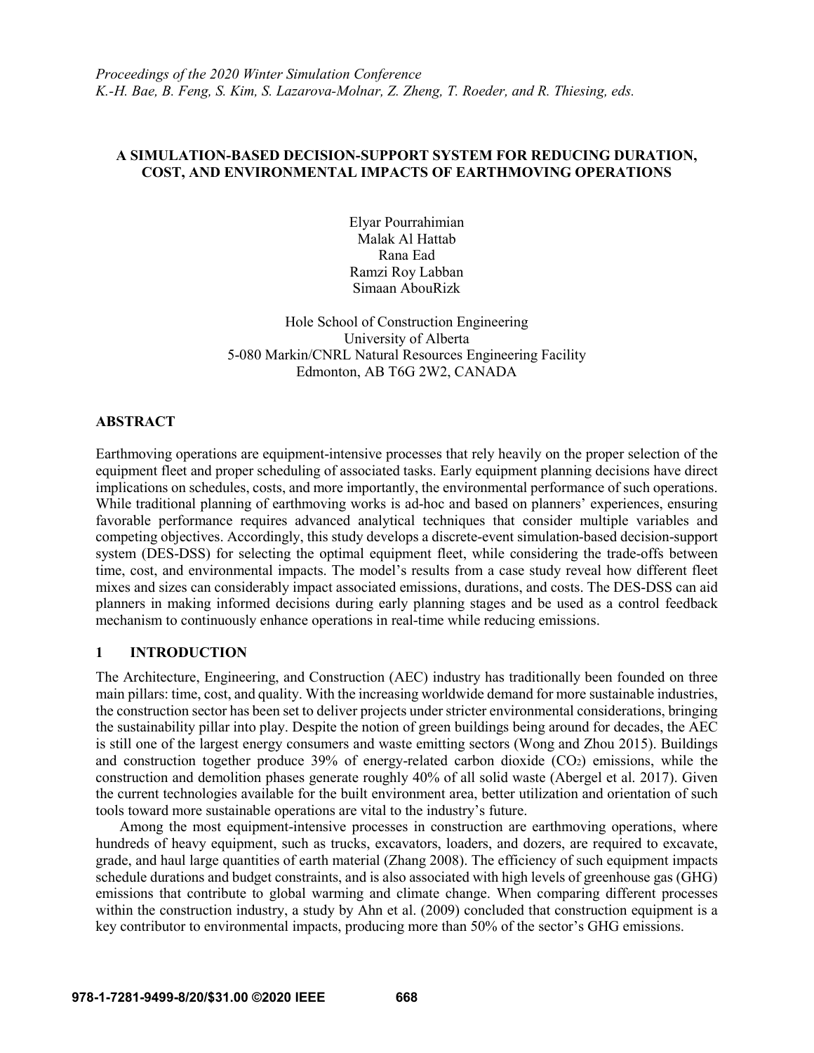# A SIMULATION-BASED DECISION-SUPPORT SYSTEM FOR REDUCING DURATION, COST, AND ENVIRONMENTAL IMPACTS OF EARTHMOVING OPERATIONS

Elyar Pourrahimian
Malak Al Hattab
Rana Ead
Ramzi Roy Labban
Simaan AbouRizk

Hole School of Construction Engineering
University of Alberta
5-080 Markin/CNRL Natural Resources Engineering Facility
Edmonton, AB T6G 2W2, CANADA

## ABSTRACT

Earthmoving operations are equipment-intensive processes that rely heavily on the proper selection of the equipment fleet and proper scheduling of associated tasks. Early equipment planning decisions have direct implications on schedules, costs, and more importantly, the environmental performance of such operations. While traditional planning of earthmoving works is ad-hoc and based on planners' experiences, ensuring favorable performance requires advanced analytical techniques that consider multiple variables and competing objectives. Accordingly, this study develops a discrete-event simulation-based decision-support system (DES-DSS) for selecting the optimal equipment fleet, while considering the trade-offs between time, cost, and environmental impacts. The model's results from a case study reveal how different fleet mixes and sizes can considerably impact associated emissions, durations, and costs. The DES-DSS can aid planners in making informed decisions during early planning stages and be used as a control feedback mechanism to continuously enhance operations in real-time while reducing emissions.

## 1 INTRODUCTION

The Architecture, Engineering, and Construction (AEC) industry has traditionally been founded on three main pillars: time, cost, and quality. With the increasing worldwide demand for more sustainable industries, the construction sector has been set to deliver projects under stricter environmental considerations, bringing the sustainability pillar into play. Despite the notion of green buildings being around for decades, the AEC is still one of the largest energy consumers and waste emitting sectors (Wong and Zhou 2015). Buildings and construction together produce 39% of energy-related carbon dioxide ($CO_2$) emissions, while the construction and demolition phases generate roughly 40% of all solid waste (Abergel et al. 2017). Given the current technologies available for the built environment area, better utilization and orientation of such tools toward more sustainable operations are vital to the industry's future.

Among the most equipment-intensive processes in construction are earthmoving operations, where hundreds of heavy equipment, such as trucks, excavators, loaders, and dozers, are required to excavate, grade, and haul large quantities of earth material (Zhang 2008). The efficiency of such equipment impacts schedule durations and budget constraints, and is also associated with high levels of greenhouse gas (GHG) emissions that contribute to global warming and climate change. When comparing different processes within the construction industry, a study by Ahn et al. (2009) concluded that construction equipment is a key contributor to environmental impacts, producing more than 50% of the sector's GHG emissions.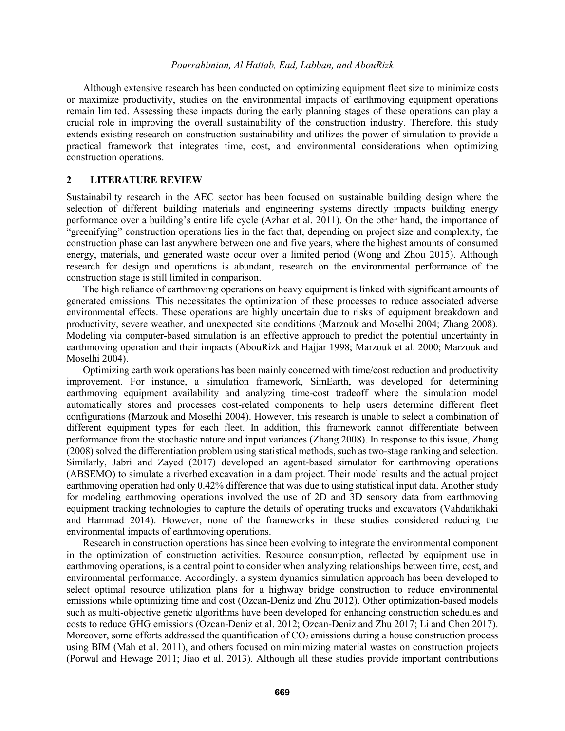Although extensive research has been conducted on optimizing equipment fleet size to minimize costs or maximize productivity, studies on the environmental impacts of earthmoving equipment operations remain limited. Assessing these impacts during the early planning stages of these operations can play a crucial role in improving the overall sustainability of the construction industry. Therefore, this study extends existing research on construction sustainability and utilizes the power of simulation to provide a practical framework that integrates time, cost, and environmental considerations when optimizing construction operations.

## 2 LITERATURE REVIEW

Sustainability research in the AEC sector has been focused on sustainable building design where the selection of different building materials and engineering systems directly impacts building energy performance over a building's entire life cycle (Azhar et al. 2011). On the other hand, the importance of "greenifying" construction operations lies in the fact that, depending on project size and complexity, the construction phase can last anywhere between one and five years, where the highest amounts of consumed energy, materials, and generated waste occur over a limited period (Wong and Zhou 2015). Although research for design and operations is abundant, research on the environmental performance of the construction stage is still limited in comparison.

The high reliance of earthmoving operations on heavy equipment is linked with significant amounts of generated emissions. This necessitates the optimization of these processes to reduce associated adverse environmental effects. These operations are highly uncertain due to risks of equipment breakdown and productivity, severe weather, and unexpected site conditions (Marzouk and Moselhi 2004; Zhang 2008). Modeling via computer-based simulation is an effective approach to predict the potential uncertainty in earthmoving operation and their impacts (AbouRizk and Hajjar 1998; Marzouk et al. 2000; Marzouk and Moselhi 2004).

Optimizing earth work operations has been mainly concerned with time/cost reduction and productivity improvement. For instance, a simulation framework, SimEarth, was developed for determining earthmoving equipment availability and analyzing time-cost tradeoff where the simulation model automatically stores and processes cost-related components to help users determine different fleet configurations (Marzouk and Moselhi 2004). However, this research is unable to select a combination of different equipment types for each fleet. In addition, this framework cannot differentiate between performance from the stochastic nature and input variances (Zhang 2008). In response to this issue, Zhang (2008) solved the differentiation problem using statistical methods, such as two-stage ranking and selection. Similarly, Jabri and Zayed (2017) developed an agent-based simulator for earthmoving operations (ABSEMO) to simulate a riverbed excavation in a dam project. Their model results and the actual project earthmoving operation had only 0.42% difference that was due to using statistical input data. Another study for modeling earthmoving operations involved the use of 2D and 3D sensory data from earthmoving equipment tracking technologies to capture the details of operating trucks and excavators (Vahdatikhaki and Hammad 2014). However, none of the frameworks in these studies considered reducing the environmental impacts of earthmoving operations.

Research in construction operations has since been evolving to integrate the environmental component in the optimization of construction activities. Resource consumption, reflected by equipment use in earthmoving operations, is a central point to consider when analyzing relationships between time, cost, and environmental performance. Accordingly, a system dynamics simulation approach has been developed to select optimal resource utilization plans for a highway bridge construction to reduce environmental emissions while optimizing time and cost (Ozcan-Deniz and Zhu 2012). Other optimization-based models such as multi-objective genetic algorithms have been developed for enhancing construction schedules and costs to reduce GHG emissions (Ozcan-Deniz et al. 2012; Ozcan-Deniz and Zhu 2017; Li and Chen 2017). Moreover, some efforts addressed the quantification of $CO_2$ emissions during a house construction process using BIM (Mah et al. 2011), and others focused on minimizing material wastes on construction projects (Porwal and Hewage 2011; Jiao et al. 2013). Although all these studies provide important contributions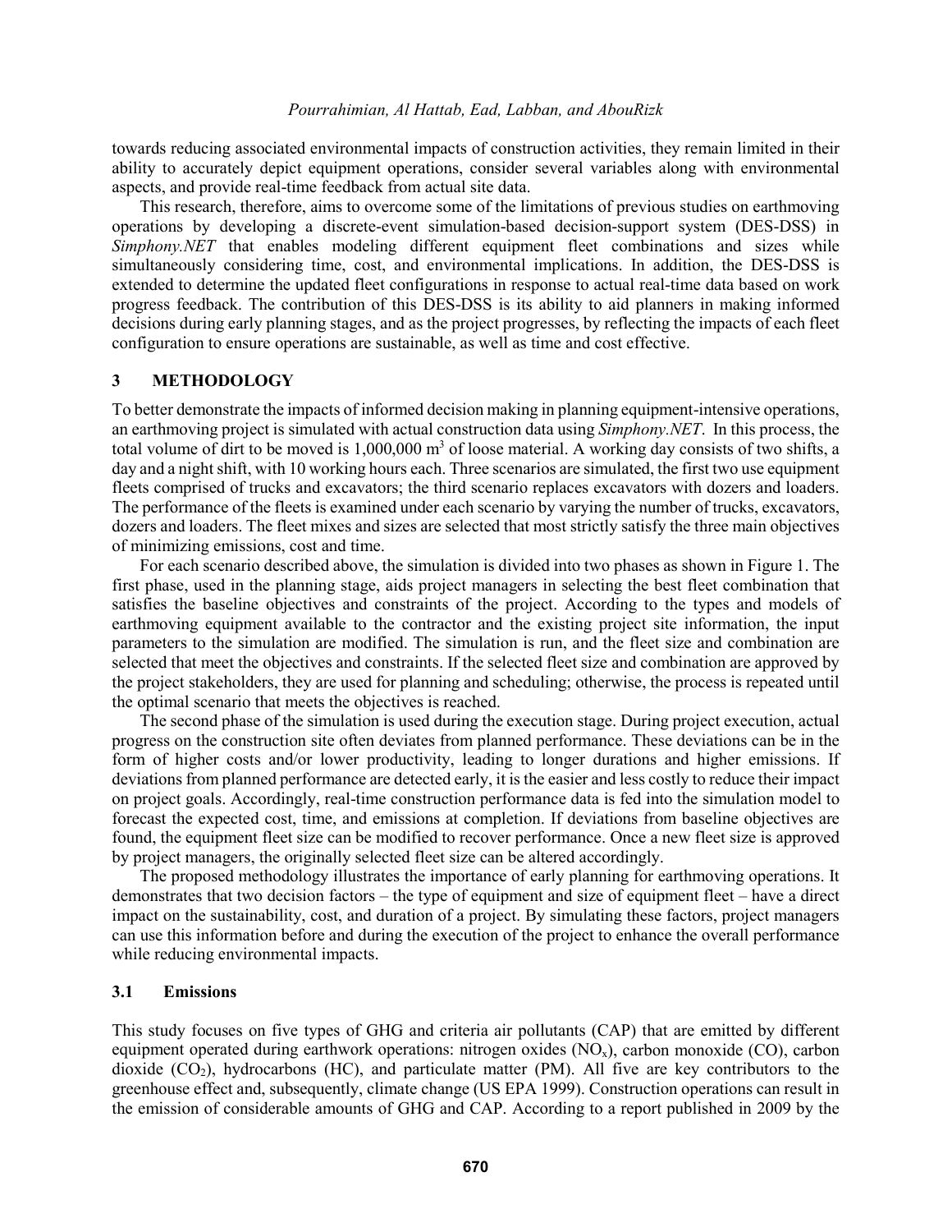towards reducing associated environmental impacts of construction activities, they remain limited in their ability to accurately depict equipment operations, consider several variables along with environmental aspects, and provide real-time feedback from actual site data.

This research, therefore, aims to overcome some of the limitations of previous studies on earthmoving operations by developing a discrete-event simulation-based decision-support system (DES-DSS) in *Simphony.NET* that enables modeling different equipment fleet combinations and sizes while simultaneously considering time, cost, and environmental implications. In addition, the DES-DSS is extended to determine the updated fleet configurations in response to actual real-time data based on work progress feedback. The contribution of this DES-DSS is its ability to aid planners in making informed decisions during early planning stages, and as the project progresses, by reflecting the impacts of each fleet configuration to ensure operations are sustainable, as well as time and cost effective.

## 3 METHODOLOGY

To better demonstrate the impacts of informed decision making in planning equipment-intensive operations, an earthmoving project is simulated with actual construction data using *Simphony.NET*. In this process, the total volume of dirt to be moved is 1,000,000 $m^3$ of loose material. A working day consists of two shifts, a day and a night shift, with 10 working hours each. Three scenarios are simulated, the first two use equipment fleets comprised of trucks and excavators; the third scenario replaces excavators with dozers and loaders. The performance of the fleets is examined under each scenario by varying the number of trucks, excavators, dozers and loaders. The fleet mixes and sizes are selected that most strictly satisfy the three main objectives of minimizing emissions, cost and time.

For each scenario described above, the simulation is divided into two phases as shown in Figure 1. The first phase, used in the planning stage, aids project managers in selecting the best fleet combination that satisfies the baseline objectives and constraints of the project. According to the types and models of earthmoving equipment available to the contractor and the existing project site information, the input parameters to the simulation are modified. The simulation is run, and the fleet size and combination are selected that meet the objectives and constraints. If the selected fleet size and combination are approved by the project stakeholders, they are used for planning and scheduling; otherwise, the process is repeated until the optimal scenario that meets the objectives is reached.

The second phase of the simulation is used during the execution stage. During project execution, actual progress on the construction site often deviates from planned performance. These deviations can be in the form of higher costs and/or lower productivity, leading to longer durations and higher emissions. If deviations from planned performance are detected early, it is the easier and less costly to reduce their impact on project goals. Accordingly, real-time construction performance data is fed into the simulation model to forecast the expected cost, time, and emissions at completion. If deviations from baseline objectives are found, the equipment fleet size can be modified to recover performance. Once a new fleet size is approved by project managers, the originally selected fleet size can be altered accordingly.

The proposed methodology illustrates the importance of early planning for earthmoving operations. It demonstrates that two decision factors – the type of equipment and size of equipment fleet – have a direct impact on the sustainability, cost, and duration of a project. By simulating these factors, project managers can use this information before and during the execution of the project to enhance the overall performance while reducing environmental impacts.

### 3.1 Emissions

This study focuses on five types of GHG and criteria air pollutants (CAP) that are emitted by different equipment operated during earthwork operations: nitrogen oxides ($NO_x$), carbon monoxide (CO), carbon dioxide ($CO_2$), hydrocarbons (HC), and particulate matter (PM). All five are key contributors to the greenhouse effect and, subsequently, climate change (US EPA 1999). Construction operations can result in the emission of considerable amounts of GHG and CAP. According to a report published in 2009 by the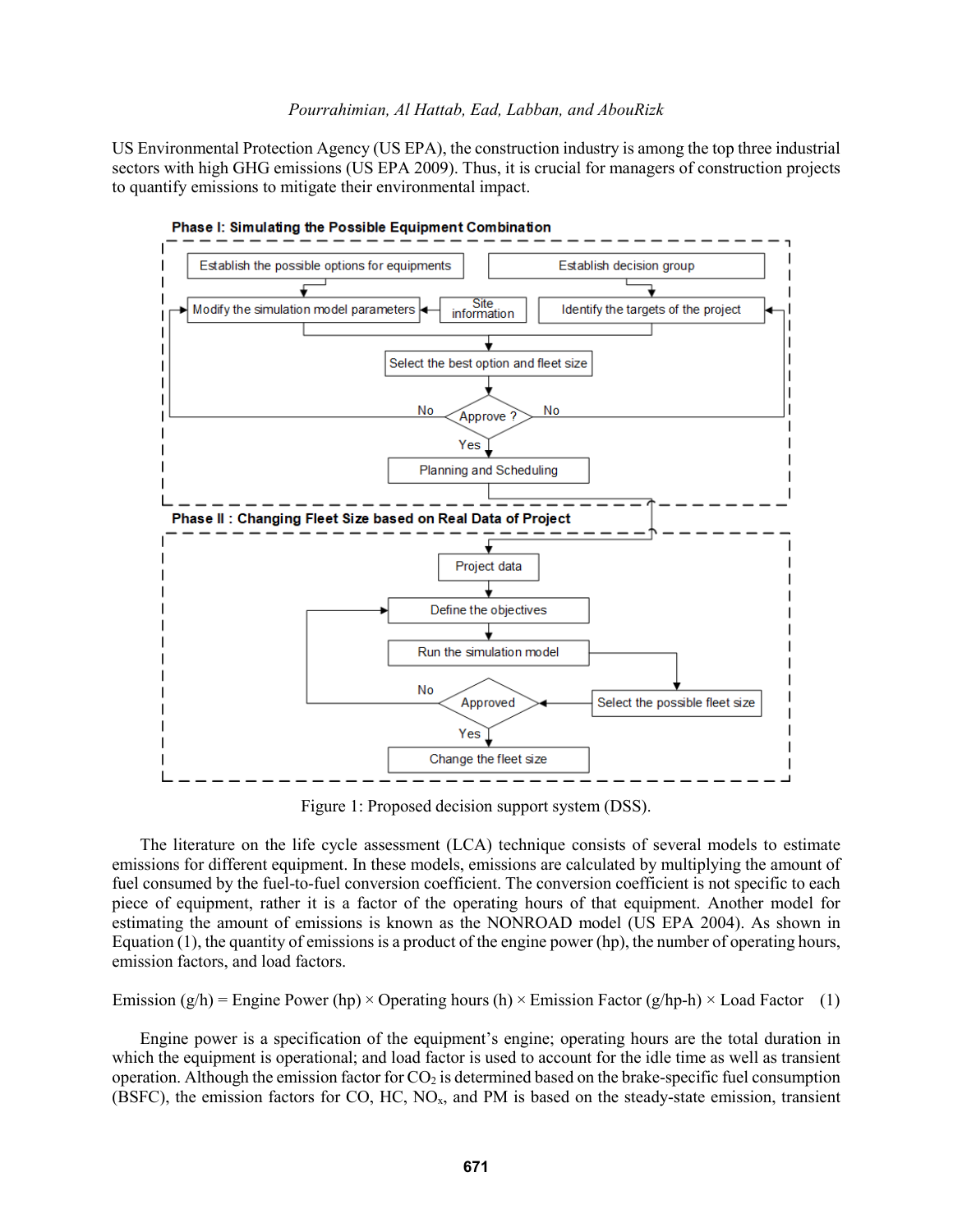US Environmental Protection Agency (US EPA), the construction industry is among the top three industrial sectors with high GHG emissions (US EPA 2009). Thus, it is crucial for managers of construction projects to quantify emissions to mitigate their environmental impact.

**Phase I: Simulating the Possible Equipment Combination**

Establish the possible options for equipments

Establish decision group

Modify the simulation model parameters

Site information

Identify the targets of the project

Select the best option and fleet size

No — Approve ? — No

Yes

Planning and Scheduling

**Phase II : Changing Fleet Size based on Real Data of Project**

Project data

Define the objectives

Run the simulation model

No — Approved

Select the possible fleet size

Yes

Change the fleet size

Figure 1: Proposed decision support system (DSS).

The literature on the life cycle assessment (LCA) technique consists of several models to estimate emissions for different equipment. In these models, emissions are calculated by multiplying the amount of fuel consumed by the fuel-to-fuel conversion coefficient. The conversion coefficient is not specific to each piece of equipment, rather it is a factor of the operating hours of that equipment. Another model for estimating the amount of emissions is known as the NONROAD model (US EPA 2004). As shown in Equation (1), the quantity of emissions is a product of the engine power (hp), the number of operating hours, emission factors, and load factors.

$$\text{Emission (g/h)} = \text{Engine Power (hp)} \times \text{Operating hours (h)} \times \text{Emission Factor (g/hp-h)} \times \text{Load Factor} \quad (1)$$

Engine power is a specification of the equipment's engine; operating hours are the total duration in which the equipment is operational; and load factor is used to account for the idle time as well as transient operation. Although the emission factor for $CO_2$ is determined based on the brake-specific fuel consumption (BSFC), the emission factors for CO, HC, $NO_x$, and PM is based on the steady-state emission, transient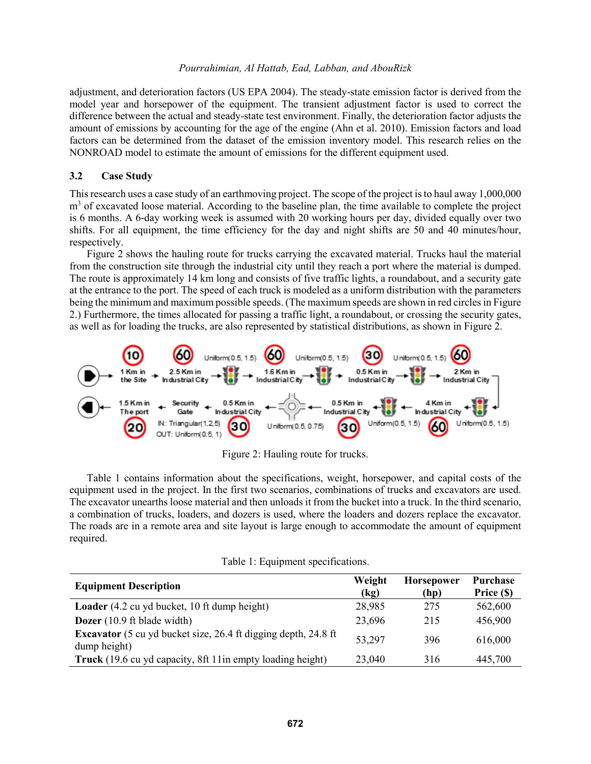adjustment, and deterioration factors (US EPA 2004). The steady-state emission factor is derived from the model year and horsepower of the equipment. The transient adjustment factor is used to correct the difference between the actual and steady-state test environment. Finally, the deterioration factor adjusts the amount of emissions by accounting for the age of the engine (Ahn et al. 2010). Emission factors and load factors can be determined from the dataset of the emission inventory model. This research relies on the NONROAD model to estimate the amount of emissions for the different equipment used.

### 3.2 Case Study

This research uses a case study of an earthmoving project. The scope of the project is to haul away 1,000,000 $m^3$ of excavated loose material. According to the baseline plan, the time available to complete the project is 6 months. A 6-day working week is assumed with 20 working hours per day, divided equally over two shifts. For all equipment, the time efficiency for the day and night shifts are 50 and 40 minutes/hour, respectively.

Figure 2 shows the hauling route for trucks carrying the excavated material. Trucks haul the material from the construction site through the industrial city until they reach a port where the material is dumped. The route is approximately 14 km long and consists of five traffic lights, a roundabout, and a security gate at the entrance to the port. The speed of each truck is modeled as a uniform distribution with the parameters being the minimum and maximum possible speeds. (The maximum speeds are shown in red circles in Figure 2.) Furthermore, the times allocated for passing a traffic light, a roundabout, or crossing the security gates, as well as for loading the trucks, are also represented by statistical distributions, as shown in Figure 2.

Figure 2: Hauling route for trucks.

Table 1 contains information about the specifications, weight, horsepower, and capital costs of the equipment used in the project. In the first two scenarios, combinations of trucks and excavators are used. The excavator unearths loose material and then unloads it from the bucket into a truck. In the third scenario, a combination of trucks, loaders, and dozers is used, where the loaders and dozers replace the excavator. The roads are in a remote area and site layout is large enough to accommodate the amount of equipment required.

Table 1: Equipment specifications.

| Equipment Description | Weight (kg) | Horsepower (hp) | Purchase Price ($) |
|---|---|---|---|
| **Loader** (4.2 cu yd bucket, 10 ft dump height) | 28,985 | 275 | 562,600 |
| **Dozer** (10.9 ft blade width) | 23,696 | 215 | 456,900 |
| **Excavator** (5 cu yd bucket size, 26.4 ft digging depth, 24.8 ft dump height) | 53,297 | 396 | 616,000 |
| **Truck** (19.6 cu yd capacity, 8ft 11in empty loading height) | 23,040 | 316 | 445,700 |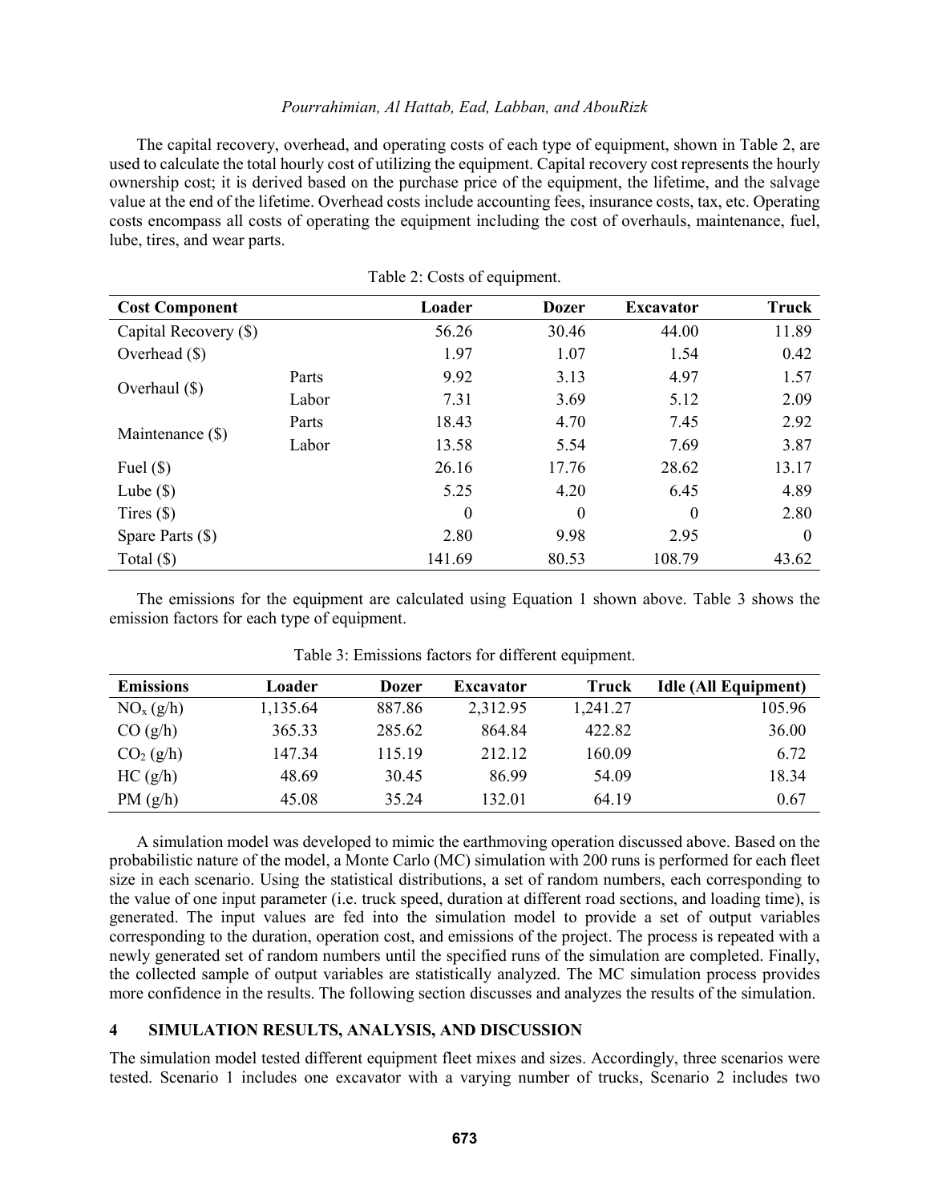The capital recovery, overhead, and operating costs of each type of equipment, shown in Table 2, are used to calculate the total hourly cost of utilizing the equipment. Capital recovery cost represents the hourly ownership cost; it is derived based on the purchase price of the equipment, the lifetime, and the salvage value at the end of the lifetime. Overhead costs include accounting fees, insurance costs, tax, etc. Operating costs encompass all costs of operating the equipment including the cost of overhauls, maintenance, fuel, lube, tires, and wear parts.

Table 2: Costs of equipment.

| Cost Component | | Loader | Dozer | Excavator | Truck |
|---|---|---|---|---|---|
| Capital Recovery ($) | | 56.26 | 30.46 | 44.00 | 11.89 |
| Overhead ($) | | 1.97 | 1.07 | 1.54 | 0.42 |
| Overhaul ($) | Parts | 9.92 | 3.13 | 4.97 | 1.57 |
| | Labor | 7.31 | 3.69 | 5.12 | 2.09 |
| Maintenance ($) | Parts | 18.43 | 4.70 | 7.45 | 2.92 |
| | Labor | 13.58 | 5.54 | 7.69 | 3.87 |
| Fuel ($) | | 26.16 | 17.76 | 28.62 | 13.17 |
| Lube ($) | | 5.25 | 4.20 | 6.45 | 4.89 |
| Tires ($) | | 0 | 0 | 0 | 2.80 |
| Spare Parts ($) | | 2.80 | 9.98 | 2.95 | 0 |
| Total ($) | | 141.69 | 80.53 | 108.79 | 43.62 |

The emissions for the equipment are calculated using Equation 1 shown above. Table 3 shows the emission factors for each type of equipment.

Table 3: Emissions factors for different equipment.

| Emissions | Loader | Dozer | Excavator | Truck | Idle (All Equipment) |
|---|---|---|---|---|---|
| $NO_x$ (g/h) | 1,135.64 | 887.86 | 2,312.95 | 1,241.27 | 105.96 |
| CO (g/h) | 365.33 | 285.62 | 864.84 | 422.82 | 36.00 |
| $CO_2$ (g/h) | 147.34 | 115.19 | 212.12 | 160.09 | 6.72 |
| HC (g/h) | 48.69 | 30.45 | 86.99 | 54.09 | 18.34 |
| PM (g/h) | 45.08 | 35.24 | 132.01 | 64.19 | 0.67 |

A simulation model was developed to mimic the earthmoving operation discussed above. Based on the probabilistic nature of the model, a Monte Carlo (MC) simulation with 200 runs is performed for each fleet size in each scenario. Using the statistical distributions, a set of random numbers, each corresponding to the value of one input parameter (i.e. truck speed, duration at different road sections, and loading time), is generated. The input values are fed into the simulation model to provide a set of output variables corresponding to the duration, operation cost, and emissions of the project. The process is repeated with a newly generated set of random numbers until the specified runs of the simulation are completed. Finally, the collected sample of output variables are statistically analyzed. The MC simulation process provides more confidence in the results. The following section discusses and analyzes the results of the simulation.

## 4 SIMULATION RESULTS, ANALYSIS, AND DISCUSSION

The simulation model tested different equipment fleet mixes and sizes. Accordingly, three scenarios were tested. Scenario 1 includes one excavator with a varying number of trucks, Scenario 2 includes two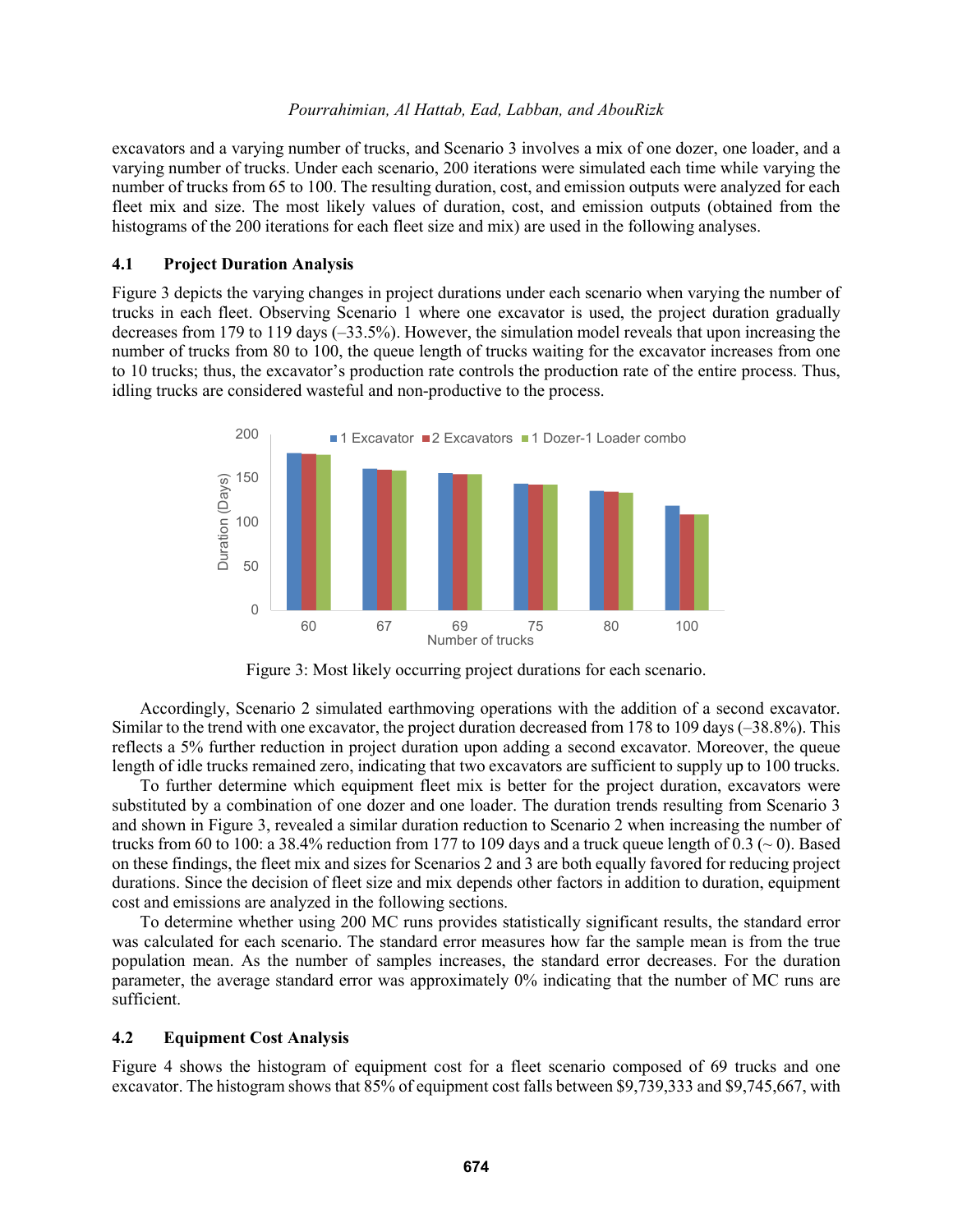excavators and a varying number of trucks, and Scenario 3 involves a mix of one dozer, one loader, and a varying number of trucks. Under each scenario, 200 iterations were simulated each time while varying the number of trucks from 65 to 100. The resulting duration, cost, and emission outputs were analyzed for each fleet mix and size. The most likely values of duration, cost, and emission outputs (obtained from the histograms of the 200 iterations for each fleet size and mix) are used in the following analyses.

### 4.1 Project Duration Analysis

Figure 3 depicts the varying changes in project durations under each scenario when varying the number of trucks in each fleet. Observing Scenario 1 where one excavator is used, the project duration gradually decreases from 179 to 119 days (–33.5%). However, the simulation model reveals that upon increasing the number of trucks from 80 to 100, the queue length of trucks waiting for the excavator increases from one to 10 trucks; thus, the excavator's production rate controls the production rate of the entire process. Thus, idling trucks are considered wasteful and non-productive to the process.

Figure 3: Most likely occurring project durations for each scenario.

Accordingly, Scenario 2 simulated earthmoving operations with the addition of a second excavator. Similar to the trend with one excavator, the project duration decreased from 178 to 109 days (–38.8%). This reflects a 5% further reduction in project duration upon adding a second excavator. Moreover, the queue length of idle trucks remained zero, indicating that two excavators are sufficient to supply up to 100 trucks.

To further determine which equipment fleet mix is better for the project duration, excavators were substituted by a combination of one dozer and one loader. The duration trends resulting from Scenario 3 and shown in Figure 3, revealed a similar duration reduction to Scenario 2 when increasing the number of trucks from 60 to 100: a 38.4% reduction from 177 to 109 days and a truck queue length of 0.3 (~ 0). Based on these findings, the fleet mix and sizes for Scenarios 2 and 3 are both equally favored for reducing project durations. Since the decision of fleet size and mix depends other factors in addition to duration, equipment cost and emissions are analyzed in the following sections.

To determine whether using 200 MC runs provides statistically significant results, the standard error was calculated for each scenario. The standard error measures how far the sample mean is from the true population mean. As the number of samples increases, the standard error decreases. For the duration parameter, the average standard error was approximately 0% indicating that the number of MC runs are sufficient.

### 4.2 Equipment Cost Analysis

Figure 4 shows the histogram of equipment cost for a fleet scenario composed of 69 trucks and one excavator. The histogram shows that 85% of equipment cost falls between \$9,739,333 and \$9,745,667, with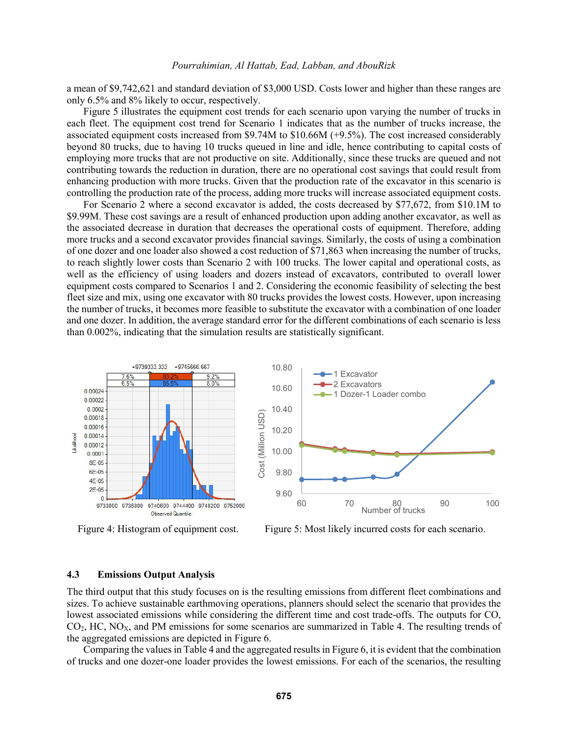a mean of $9,742,621 and standard deviation of $3,000 USD. Costs lower and higher than these ranges are only 6.5% and 8% likely to occur, respectively.

Figure 5 illustrates the equipment cost trends for each scenario upon varying the number of trucks in each fleet. The equipment cost trend for Scenario 1 indicates that as the number of trucks increase, the associated equipment costs increased from $9.74M to $10.66M (+9.5%). The cost increased considerably beyond 80 trucks, due to having 10 trucks queued in line and idle, hence contributing to capital costs of employing more trucks that are not productive on site. Additionally, since these trucks are queued and not contributing towards the reduction in duration, there are no operational cost savings that could result from enhancing production with more trucks. Given that the production rate of the excavator in this scenario is controlling the production rate of the process, adding more trucks will increase associated equipment costs.

For Scenario 2 where a second excavator is added, the costs decreased by $77,672, from $10.1M to $9.99M. These cost savings are a result of enhanced production upon adding another excavator, as well as the associated decrease in duration that decreases the operational costs of equipment. Therefore, adding more trucks and a second excavator provides financial savings. Similarly, the costs of using a combination of one dozer and one loader also showed a cost reduction of $71,863 when increasing the number of trucks, to reach slightly lower costs than Scenario 2 with 100 trucks. The lower capital and operational costs, as well as the efficiency of using loaders and dozers instead of excavators, contributed to overall lower equipment costs compared to Scenarios 1 and 2. Considering the economic feasibility of selecting the best fleet size and mix, using one excavator with 80 trucks provides the lowest costs. However, upon increasing the number of trucks, it becomes more feasible to substitute the excavator with a combination of one loader and one dozer. In addition, the average standard error for the different combinations of each scenario is less than 0.002%, indicating that the simulation results are statistically significant.

Figure 4: Histogram of equipment cost.

Figure 5: Most likely incurred costs for each scenario.

### 4.3 Emissions Output Analysis

The third output that this study focuses on is the resulting emissions from different fleet combinations and sizes. To achieve sustainable earthmoving operations, planners should select the scenario that provides the lowest associated emissions while considering the different time and cost trade-offs. The outputs for CO, $CO_2$, HC, $NO_X$, and PM emissions for some scenarios are summarized in Table 4. The resulting trends of the aggregated emissions are depicted in Figure 6.

Comparing the values in Table 4 and the aggregated results in Figure 6, it is evident that the combination of trucks and one dozer-one loader provides the lowest emissions. For each of the scenarios, the resulting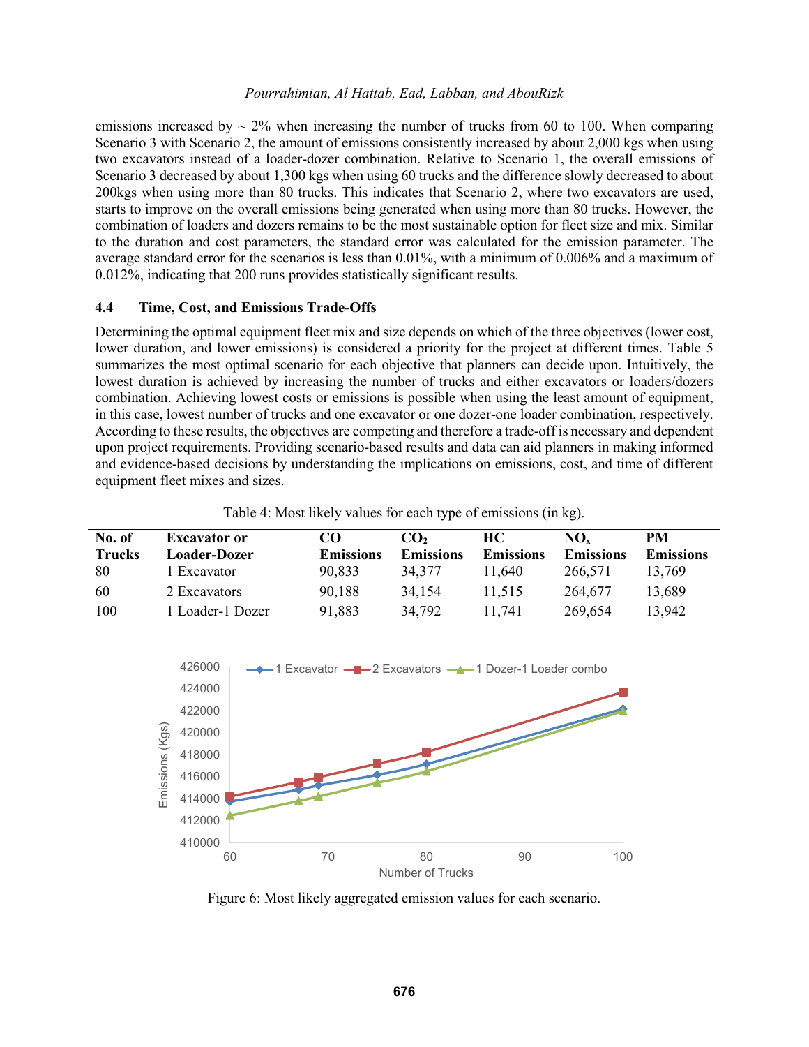emissions increased by ~ 2% when increasing the number of trucks from 60 to 100. When comparing Scenario 3 with Scenario 2, the amount of emissions consistently increased by about 2,000 kgs when using two excavators instead of a loader-dozer combination. Relative to Scenario 1, the overall emissions of Scenario 3 decreased by about 1,300 kgs when using 60 trucks and the difference slowly decreased to about 200kgs when using more than 80 trucks. This indicates that Scenario 2, where two excavators are used, starts to improve on the overall emissions being generated when using more than 80 trucks. However, the combination of loaders and dozers remains to be the most sustainable option for fleet size and mix. Similar to the duration and cost parameters, the standard error was calculated for the emission parameter. The average standard error for the scenarios is less than 0.01%, with a minimum of 0.006% and a maximum of 0.012%, indicating that 200 runs provides statistically significant results.

### 4.4 Time, Cost, and Emissions Trade-Offs

Determining the optimal equipment fleet mix and size depends on which of the three objectives (lower cost, lower duration, and lower emissions) is considered a priority for the project at different times. Table 5 summarizes the most optimal scenario for each objective that planners can decide upon. Intuitively, the lowest duration is achieved by increasing the number of trucks and either excavators or loaders/dozers combination. Achieving lowest costs or emissions is possible when using the least amount of equipment, in this case, lowest number of trucks and one excavator or one dozer-one loader combination, respectively. According to these results, the objectives are competing and therefore a trade-off is necessary and dependent upon project requirements. Providing scenario-based results and data can aid planners in making informed and evidence-based decisions by understanding the implications on emissions, cost, and time of different equipment fleet mixes and sizes.

Table 4: Most likely values for each type of emissions (in kg).

| No. of Trucks | Excavator or Loader-Dozer | CO Emissions | $CO_2$ Emissions | HC Emissions | $NO_x$ Emissions | PM Emissions |
|---|---|---|---|---|---|---|
| 80 | 1 Excavator | 90,833 | 34,377 | 11,640 | 266,571 | 13,769 |
| 60 | 2 Excavators | 90,188 | 34,154 | 11,515 | 264,677 | 13,689 |
| 100 | 1 Loader-1 Dozer | 91,883 | 34,792 | 11,741 | 269,654 | 13,942 |

Figure 6: Most likely aggregated emission values for each scenario.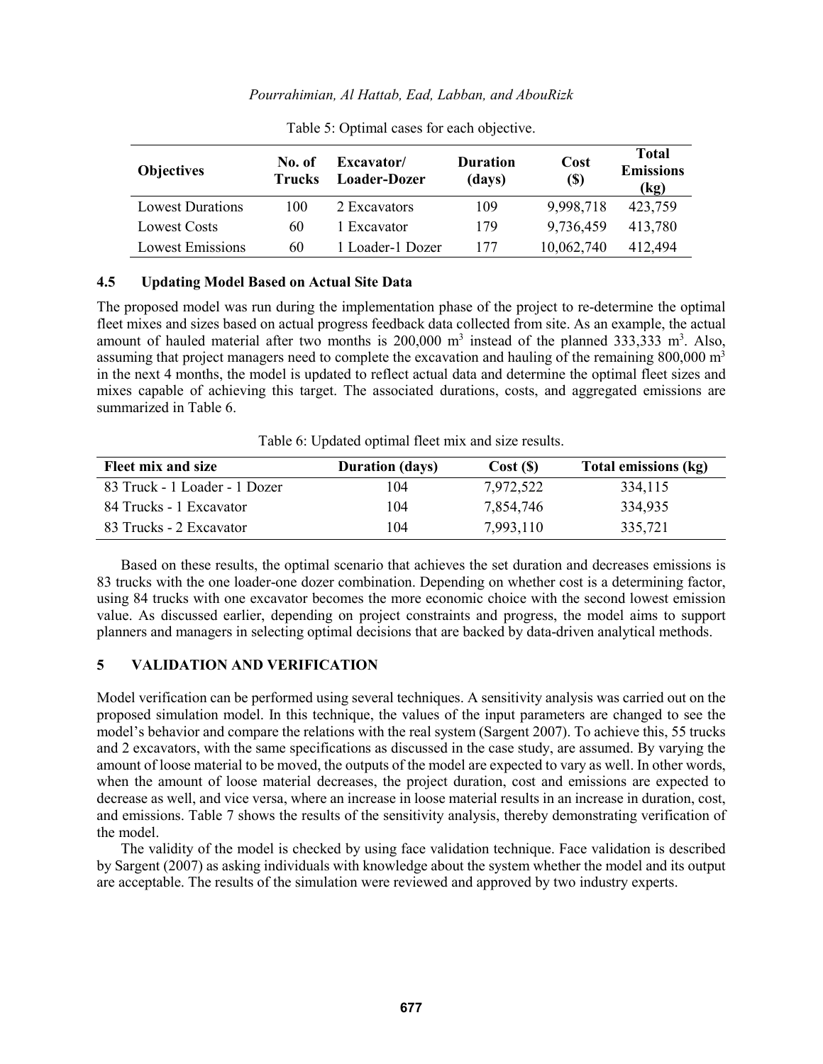Table 5: Optimal cases for each objective.

| Objectives | No. of Trucks | Excavator/ Loader-Dozer | Duration (days) | Cost ($) | Total Emissions (kg) |
|---|---|---|---|---|---|
| Lowest Durations | 100 | 2 Excavators | 109 | 9,998,718 | 423,759 |
| Lowest Costs | 60 | 1 Excavator | 179 | 9,736,459 | 413,780 |
| Lowest Emissions | 60 | 1 Loader-1 Dozer | 177 | 10,062,740 | 412,494 |

### 4.5 Updating Model Based on Actual Site Data

The proposed model was run during the implementation phase of the project to re-determine the optimal fleet mixes and sizes based on actual progress feedback data collected from site. As an example, the actual amount of hauled material after two months is 200,000 $m^3$ instead of the planned 333,333 $m^3$. Also, assuming that project managers need to complete the excavation and hauling of the remaining 800,000 $m^3$ in the next 4 months, the model is updated to reflect actual data and determine the optimal fleet sizes and mixes capable of achieving this target. The associated durations, costs, and aggregated emissions are summarized in Table 6.

Table 6: Updated optimal fleet mix and size results.

| Fleet mix and size | Duration (days) | Cost ($) | Total emissions (kg) |
|---|---|---|---|
| 83 Truck - 1 Loader - 1 Dozer | 104 | 7,972,522 | 334,115 |
| 84 Trucks - 1 Excavator | 104 | 7,854,746 | 334,935 |
| 83 Trucks - 2 Excavator | 104 | 7,993,110 | 335,721 |

Based on these results, the optimal scenario that achieves the set duration and decreases emissions is 83 trucks with the one loader-one dozer combination. Depending on whether cost is a determining factor, using 84 trucks with one excavator becomes the more economic choice with the second lowest emission value. As discussed earlier, depending on project constraints and progress, the model aims to support planners and managers in selecting optimal decisions that are backed by data-driven analytical methods.

## 5 VALIDATION AND VERIFICATION

Model verification can be performed using several techniques. A sensitivity analysis was carried out on the proposed simulation model. In this technique, the values of the input parameters are changed to see the model's behavior and compare the relations with the real system (Sargent 2007). To achieve this, 55 trucks and 2 excavators, with the same specifications as discussed in the case study, are assumed. By varying the amount of loose material to be moved, the outputs of the model are expected to vary as well. In other words, when the amount of loose material decreases, the project duration, cost and emissions are expected to decrease as well, and vice versa, where an increase in loose material results in an increase in duration, cost, and emissions. Table 7 shows the results of the sensitivity analysis, thereby demonstrating verification of the model.

The validity of the model is checked by using face validation technique. Face validation is described by Sargent (2007) as asking individuals with knowledge about the system whether the model and its output are acceptable. The results of the simulation were reviewed and approved by two industry experts.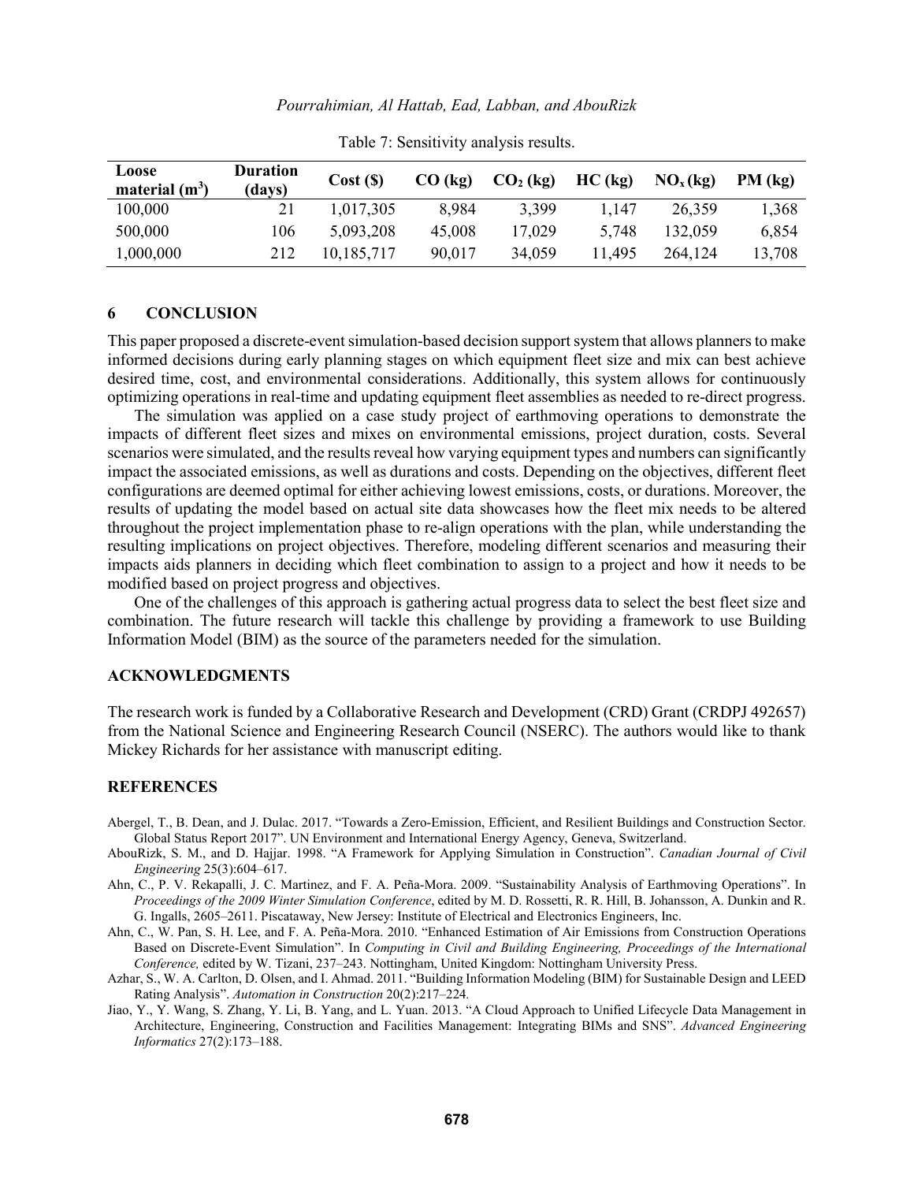Table 7: Sensitivity analysis results.

| Loose material ($m^3$) | Duration (days) | Cost ($) | CO (kg) | $CO_2$ (kg) | HC (kg) | $NO_x$ (kg) | PM (kg) |
|---|---|---|---|---|---|---|---|
| 100,000 | 21 | 1,017,305 | 8,984 | 3,399 | 1,147 | 26,359 | 1,368 |
| 500,000 | 106 | 5,093,208 | 45,008 | 17,029 | 5,748 | 132,059 | 6,854 |
| 1,000,000 | 212 | 10,185,717 | 90,017 | 34,059 | 11,495 | 264,124 | 13,708 |

## 6 CONCLUSION

This paper proposed a discrete-event simulation-based decision support system that allows planners to make informed decisions during early planning stages on which equipment fleet size and mix can best achieve desired time, cost, and environmental considerations. Additionally, this system allows for continuously optimizing operations in real-time and updating equipment fleet assemblies as needed to re-direct progress.

The simulation was applied on a case study project of earthmoving operations to demonstrate the impacts of different fleet sizes and mixes on environmental emissions, project duration, costs. Several scenarios were simulated, and the results reveal how varying equipment types and numbers can significantly impact the associated emissions, as well as durations and costs. Depending on the objectives, different fleet configurations are deemed optimal for either achieving lowest emissions, costs, or durations. Moreover, the results of updating the model based on actual site data showcases how the fleet mix needs to be altered throughout the project implementation phase to re-align operations with the plan, while understanding the resulting implications on project objectives. Therefore, modeling different scenarios and measuring their impacts aids planners in deciding which fleet combination to assign to a project and how it needs to be modified based on project progress and objectives.

One of the challenges of this approach is gathering actual progress data to select the best fleet size and combination. The future research will tackle this challenge by providing a framework to use Building Information Model (BIM) as the source of the parameters needed for the simulation.

## ACKNOWLEDGMENTS

The research work is funded by a Collaborative Research and Development (CRD) Grant (CRDPJ 492657) from the National Science and Engineering Research Council (NSERC). The authors would like to thank Mickey Richards for her assistance with manuscript editing.

## REFERENCES

Abergel, T., B. Dean, and J. Dulac. 2017. "Towards a Zero-Emission, Efficient, and Resilient Buildings and Construction Sector. Global Status Report 2017". UN Environment and International Energy Agency, Geneva, Switzerland.

AbouRizk, S. M., and D. Hajjar. 1998. "A Framework for Applying Simulation in Construction". *Canadian Journal of Civil Engineering* 25(3):604–617.

Ahn, C., P. V. Rekapalli, J. C. Martinez, and F. A. Peña-Mora. 2009. "Sustainability Analysis of Earthmoving Operations". In *Proceedings of the 2009 Winter Simulation Conference*, edited by M. D. Rossetti, R. R. Hill, B. Johansson, A. Dunkin and R. G. Ingalls, 2605–2611. Piscataway, New Jersey: Institute of Electrical and Electronics Engineers, Inc.

Ahn, C., W. Pan, S. H. Lee, and F. A. Peña-Mora. 2010. "Enhanced Estimation of Air Emissions from Construction Operations Based on Discrete-Event Simulation". In *Computing in Civil and Building Engineering, Proceedings of the International Conference,* edited by W. Tizani, 237–243. Nottingham, United Kingdom: Nottingham University Press.

Azhar, S., W. A. Carlton, D. Olsen, and I. Ahmad. 2011. "Building Information Modeling (BIM) for Sustainable Design and LEED Rating Analysis". *Automation in Construction* 20(2):217–224*.*

Jiao, Y., Y. Wang, S. Zhang, Y. Li, B. Yang, and L. Yuan. 2013. "A Cloud Approach to Unified Lifecycle Data Management in Architecture, Engineering, Construction and Facilities Management: Integrating BIMs and SNS". *Advanced Engineering Informatics* 27(2):173–188.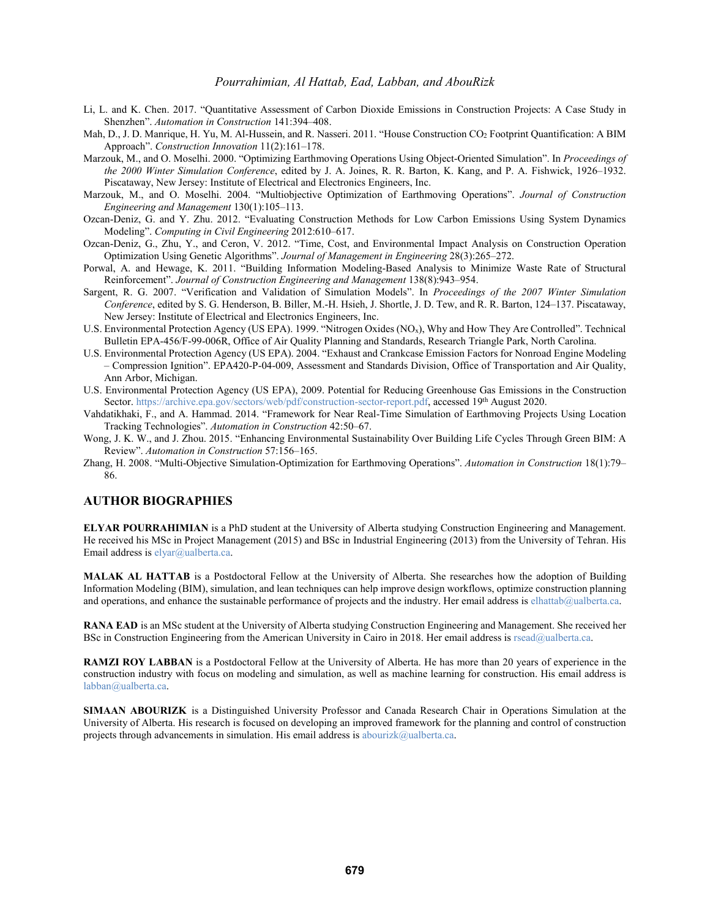Li, L. and K. Chen. 2017. "Quantitative Assessment of Carbon Dioxide Emissions in Construction Projects: A Case Study in Shenzhen". *Automation in Construction* 141:394–408.

Mah, D., J. D. Manrique, H. Yu, M. Al-Hussein, and R. Nasseri. 2011. "House Construction $CO_2$ Footprint Quantification: A BIM Approach". *Construction Innovation* 11(2):161–178.

Marzouk, M., and O. Moselhi. 2000. "Optimizing Earthmoving Operations Using Object-Oriented Simulation". In *Proceedings of the 2000 Winter Simulation Conference*, edited by J. A. Joines, R. R. Barton, K. Kang, and P. A. Fishwick, 1926–1932. Piscataway, New Jersey: Institute of Electrical and Electronics Engineers, Inc.

Marzouk, M., and O. Moselhi. 2004. "Multiobjective Optimization of Earthmoving Operations". *Journal of Construction Engineering and Management* 130(1):105–113.

Ozcan-Deniz, G. and Y. Zhu. 2012. "Evaluating Construction Methods for Low Carbon Emissions Using System Dynamics Modeling". *Computing in Civil Engineering* 2012:610–617.

Ozcan-Deniz, G., Zhu, Y., and Ceron, V. 2012. "Time, Cost, and Environmental Impact Analysis on Construction Operation Optimization Using Genetic Algorithms". *Journal of Management in Engineering* 28(3):265–272.

Porwal, A. and Hewage, K. 2011. "Building Information Modeling-Based Analysis to Minimize Waste Rate of Structural Reinforcement". *Journal of Construction Engineering and Management* 138(8):943–954.

Sargent, R. G. 2007. "Verification and Validation of Simulation Models". In *Proceedings of the 2007 Winter Simulation Conference*, edited by S. G. Henderson, B. Biller, M.-H. Hsieh, J. Shortle, J. D. Tew, and R. R. Barton, 124–137. Piscataway, New Jersey: Institute of Electrical and Electronics Engineers, Inc.

U.S. Environmental Protection Agency (US EPA). 1999. "Nitrogen Oxides ($NO_x$), Why and How They Are Controlled". Technical Bulletin EPA-456/F-99-006R, Office of Air Quality Planning and Standards, Research Triangle Park, North Carolina.

U.S. Environmental Protection Agency (US EPA). 2004. "Exhaust and Crankcase Emission Factors for Nonroad Engine Modeling – Compression Ignition". EPA420-P-04-009, Assessment and Standards Division, Office of Transportation and Air Quality, Ann Arbor, Michigan.

U.S. Environmental Protection Agency (US EPA), 2009. Potential for Reducing Greenhouse Gas Emissions in the Construction Sector. https://archive.epa.gov/sectors/web/pdf/construction-sector-report.pdf, accessed 19th August 2020.

Vahdatikhaki, F., and A. Hammad. 2014. "Framework for Near Real-Time Simulation of Earthmoving Projects Using Location Tracking Technologies". *Automation in Construction* 42:50–67.

Wong, J. K. W., and J. Zhou. 2015. "Enhancing Environmental Sustainability Over Building Life Cycles Through Green BIM: A Review". *Automation in Construction* 57:156–165.

Zhang, H. 2008. "Multi-Objective Simulation-Optimization for Earthmoving Operations". *Automation in Construction* 18(1):79–86.

## AUTHOR BIOGRAPHIES

**ELYAR POURRAHIMIAN** is a PhD student at the University of Alberta studying Construction Engineering and Management. He received his MSc in Project Management (2015) and BSc in Industrial Engineering (2013) from the University of Tehran. His Email address is elyar@ualberta.ca.

**MALAK AL HATTAB** is a Postdoctoral Fellow at the University of Alberta. She researches how the adoption of Building Information Modeling (BIM), simulation, and lean techniques can help improve design workflows, optimize construction planning and operations, and enhance the sustainable performance of projects and the industry. Her email address is elhattab@ualberta.ca.

**RANA EAD** is an MSc student at the University of Alberta studying Construction Engineering and Management. She received her BSc in Construction Engineering from the American University in Cairo in 2018. Her email address is rsead@ualberta.ca.

**RAMZI ROY LABBAN** is a Postdoctoral Fellow at the University of Alberta. He has more than 20 years of experience in the construction industry with focus on modeling and simulation, as well as machine learning for construction. His email address is labban@ualberta.ca.

**SIMAAN ABOURIZK** is a Distinguished University Professor and Canada Research Chair in Operations Simulation at the University of Alberta. His research is focused on developing an improved framework for the planning and control of construction projects through advancements in simulation. His email address is abourizk@ualberta.ca.